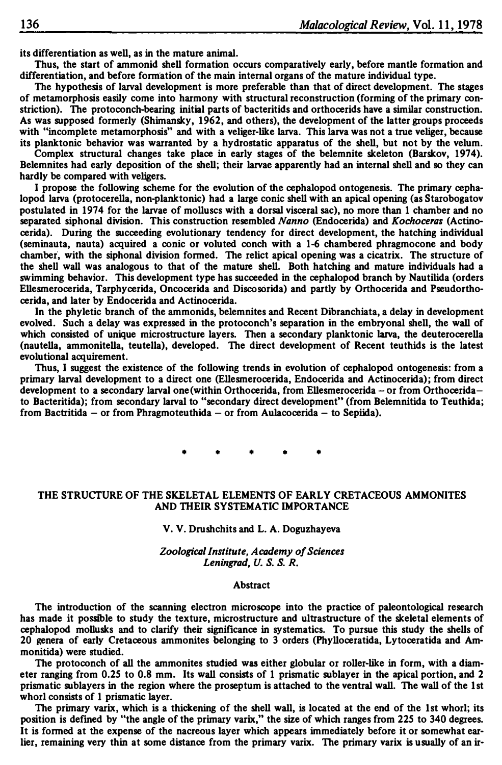its differentiation as well, as in the mature animal.

Thus, the start of ammonid shell formation occurs comparatively early, before mantle formation and differentiation, and before formation of the main internal organs of the mature individual type.

The hypothesis of larval development is more preferable than that of direct development. The stages of metamorphosis easily come into harmony with structural reconstruction (forming of the primary constriction). The protoconch-bearing initial parts of bacteritids and orthocerids have a similar construction. As was supposed formerly (Shimansky, 1962, and others), the development of the latter groups proceeds with "incomplete metamorphosis" and with a veliger-like larva. This larva was not a true veliger, because its planktonic behavior was warranted by a hydrostatic apparatus of the shell, but not by the velum.

Complex structural changes take place in early stages of the belemnite skeleton (Barskov, 1974). Belemnites had early deposition of the shell; their larvae apparently had an internal shell and so they can hardly be compared with veligers.

I propose the following scheme for the evolution of the cephalopod ontogenesis. The primary cephalopod larva (protocerella, non-planktonic) had a large conic shell with an apical opening (as Starobogatov postulated in 1974 for the larvae of molluscs with a dorsal visceral sac), no more than 1 chamber and no separated siphonal division. This construction resembled *Nanno* (Endocerida) and *Kochoceras* (Actinocerida). During the succeeding evolutionary tendency for direct development, the hatching individual (seminauta, nauta) acquired a conic or voluted conch with a 1-6 chambered phragmocone and body chamber, with the siphonal division formed. The relict apical opening was a cicatrix. The structure of the shell wall was analogous to that of the mature shell. Both hatching and mature individuals had a swimming behavior. This development type has succeeded in the cephalopod branch by Nautilida (orders Ellesmerocerida, Tarphycerida, Oncocerida and Discosorida) and partly by Orthocerida and Pseudorthocerida, and later by Endocerida and Actinocerida.

In the phyletic branch of the ammonids, belemnites and Recent Dibranchiata, a delay in development evolved. Such a delay was expressed in the protoconch's separation in the embryonal shell, the wall of which consisted of unique microstructure layers. Then a secondary planktonic larva, the deuterocerella (nautella, ammonitella, teutella), developed. The direct development of Recent teuthids is the latest evolutional acquirement.

Thus, I suggest the existence of the following trends in evolution of cephalopod ontogenesis: from a primary larval development to a direct one (Ellesmerocerida, Endocerida and Actinocerida); from direct development to a secondary larval one (within Orthocerida, from Ellesmerocerida – or from Orthocerida – to Bacteritida); from secondary larval to "secondary direct development" (from Belemnitida to Teuthida; from Bactritida – or from Phragmoteuthida – or from Aulacocerida – to Sepiida).

\* \* \* \* \*

## THE STRUCTURE OF THE SKELETAL ELEMENTS OF EARLY CRETACEOUS AMMONITES AND THEIR SYSTEMATIC IMPORTANCE

V. V. Drushchits and L. A. Doguzhayeva

*Zoological Institute, Academy of Sciences*
*Leningrad, U. S. S. R.*

### Abstract

The introduction of the scanning electron microscope into the practice of paleontological research has made it possible to study the texture, microstructure and ultrastructure of the skeletal elements of cephalopod mollusks and to clarify their significance in systematics. To pursue this study the shells of 20 genera of early Cretaceous ammonites belonging to 3 orders (Phylloceratida, Lytoceratida and Ammonitida) were studied.

The protoconch of all the ammonites studied was either globular or roller-like in form, with a diameter ranging from 0.25 to 0.8 mm. Its wall consists of 1 prismatic sublayer in the apical portion, and 2 prismatic sublayers in the region where the proseptum is attached to the ventral wall. The wall of the 1st whorl consists of 1 prismatic layer.

The primary varix, which is a thickening of the shell wall, is located at the end of the 1st whorl; its position is defined by "the angle of the primary varix," the size of which ranges from 225 to 340 degrees. It is formed at the expense of the nacreous layer which appears immediately before it or somewhat earlier, remaining very thin at some distance from the primary varix. The primary varix is usually of an ir-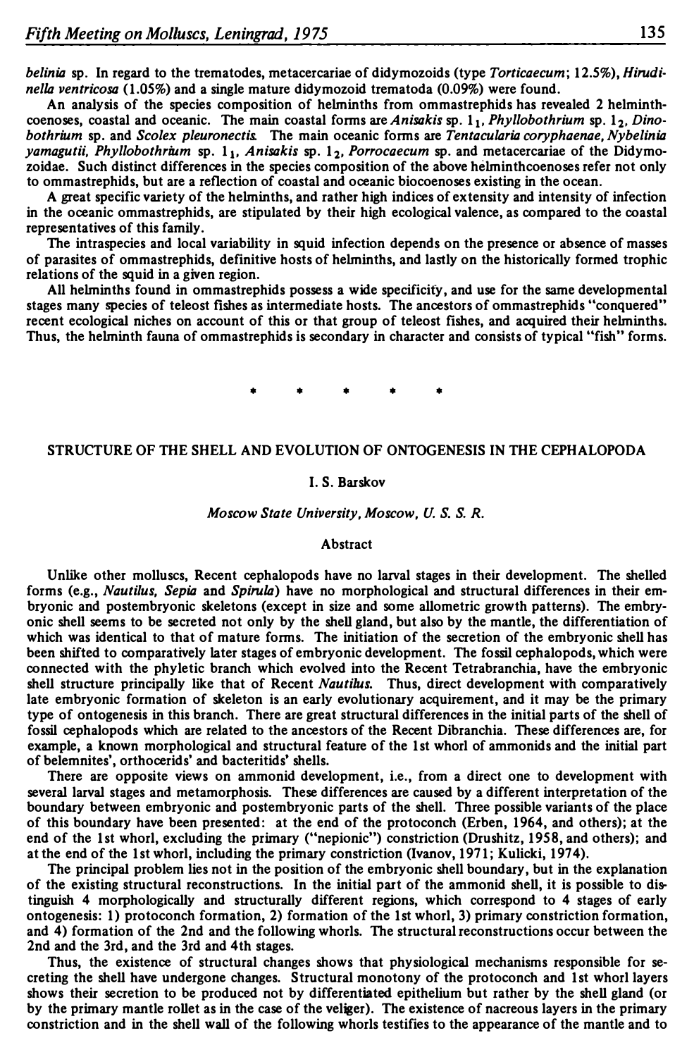*belinia* sp. In regard to the trematodes, metacercariae of didymozoids (type *Torticaecum*; 12.5%), *Hirudinella ventricosa* (1.05%) and a single mature didymozoid trematoda (0.09%) were found.

An analysis of the species composition of helminths from ommastrephids has revealed 2 helminthcoenoses, coastal and oceanic. The main coastal forms are *Anisakis* sp. $1_1$, *Phyllobothrium* sp. $1_2$, *Dinobothrium* sp. and *Scolex pleuronectis*. The main oceanic forms are *Tentacularia coryphaenae*, *Nybelinia yamagutii*, *Phyllobothrium* sp. $1_1$, *Anisakis* sp. $1_2$, *Porrocaecum* sp. and metacercariae of the Didymozoidae. Such distinct differences in the species composition of the above helminthcoenoses refer not only to ommastrephids, but are a reflection of coastal and oceanic biocoenoses existing in the ocean.

A great specific variety of the helminths, and rather high indices of extensity and intensity of infection in the oceanic ommastrephids, are stipulated by their high ecological valence, as compared to the coastal representatives of this family.

The intraspecies and local variability in squid infection depends on the presence or absence of masses of parasites of ommastrephids, definitive hosts of helminths, and lastly on the historically formed trophic relations of the squid in a given region.

All helminths found in ommastrephids possess a wide specificity, and use for the same developmental stages many species of teleost fishes as intermediate hosts. The ancestors of ommastrephids "conquered" recent ecological niches on account of this or that group of teleost fishes, and acquired their helminths. Thus, the helminth fauna of ommastrephids is secondary in character and consists of typical "fish" forms.

\* \* \* \* \*

## STRUCTURE OF THE SHELL AND EVOLUTION OF ONTOGENESIS IN THE CEPHALOPODA

I. S. Barskov

*Moscow State University, Moscow, U. S. S. R.*

### Abstract

Unlike other molluscs, Recent cephalopods have no larval stages in their development. The shelled forms (e.g., *Nautilus*, *Sepia* and *Spirula*) have no morphological and structural differences in their embryonic and postembryonic skeletons (except in size and some allometric growth patterns). The embryonic shell seems to be secreted not only by the shell gland, but also by the mantle, the differentiation of which was identical to that of mature forms. The initiation of the secretion of the embryonic shell has been shifted to comparatively later stages of embryonic development. The fossil cephalopods, which were connected with the phyletic branch which evolved into the Recent Tetrabranchia, have the embryonic shell structure principally like that of Recent *Nautilus*. Thus, direct development with comparatively late embryonic formation of skeleton is an early evolutionary acquirement, and it may be the primary type of ontogenesis in this branch. There are great structural differences in the initial parts of the shell of fossil cephalopods which are related to the ancestors of the Recent Dibranchia. These differences are, for example, a known morphological and structural feature of the 1st whorl of ammonids and the initial part of belemnites', orthocerids' and bacteritids' shells.

There are opposite views on ammonid development, i.e., from a direct one to development with several larval stages and metamorphosis. These differences are caused by a different interpretation of the boundary between embryonic and postembryonic parts of the shell. Three possible variants of the place of this boundary have been presented: at the end of the protoconch (Erben, 1964, and others); at the end of the 1st whorl, excluding the primary ("nepionic") constriction (Drushitz, 1958, and others); and at the end of the 1st whorl, including the primary constriction (Ivanov, 1971; Kulicki, 1974).

The principal problem lies not in the position of the embryonic shell boundary, but in the explanation of the existing structural reconstructions. In the initial part of the ammonid shell, it is possible to distinguish 4 morphologically and structurally different regions, which correspond to 4 stages of early ontogenesis: 1) protoconch formation, 2) formation of the 1st whorl, 3) primary constriction formation, and 4) formation of the 2nd and the following whorls. The structural reconstructions occur between the 2nd and the 3rd, and the 3rd and 4th stages.

Thus, the existence of structural changes shows that physiological mechanisms responsible for secreting the shell have undergone changes. Structural monotony of the protoconch and 1st whorl layers shows their secretion to be produced not by differentiated epithelium but rather by the shell gland (or by the primary mantle rollet as in the case of the veliger). The existence of nacreous layers in the primary constriction and in the shell wall of the following whorls testifies to the appearance of the mantle and to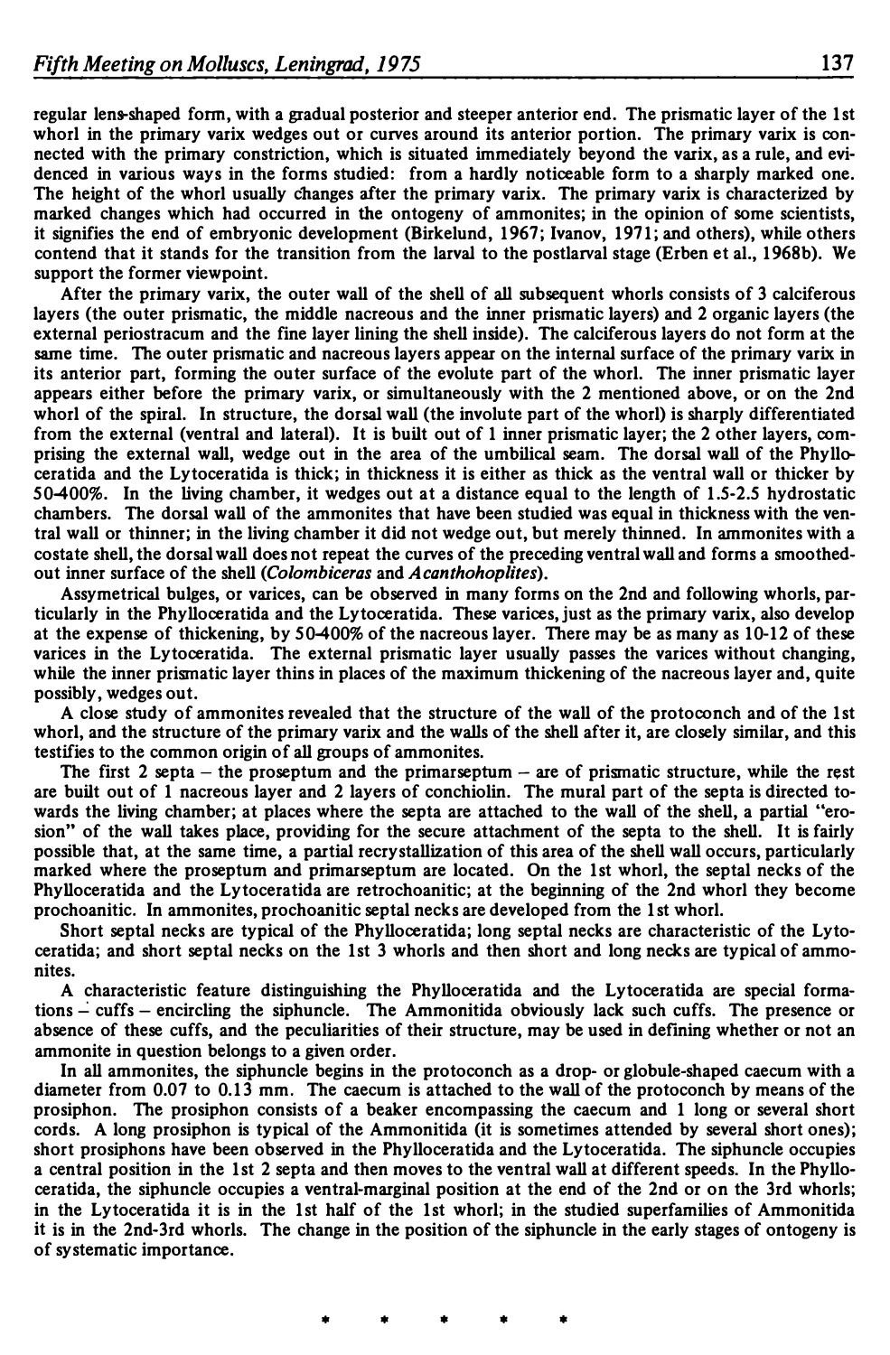regular lens-shaped form, with a gradual posterior and steeper anterior end. The prismatic layer of the 1st whorl in the primary varix wedges out or curves around its anterior portion. The primary varix is connected with the primary constriction, which is situated immediately beyond the varix, as a rule, and evidenced in various ways in the forms studied: from a hardly noticeable form to a sharply marked one. The height of the whorl usually changes after the primary varix. The primary varix is characterized by marked changes which had occurred in the ontogeny of ammonites; in the opinion of some scientists, it signifies the end of embryonic development (Birkelund, 1967; Ivanov, 1971; and others), while others contend that it stands for the transition from the larval to the postlarval stage (Erben et al., 1968b). We support the former viewpoint.

After the primary varix, the outer wall of the shell of all subsequent whorls consists of 3 calciferous layers (the outer prismatic, the middle nacreous and the inner prismatic layers) and 2 organic layers (the external periostracum and the fine layer lining the shell inside). The calciferous layers do not form at the same time. The outer prismatic and nacreous layers appear on the internal surface of the primary varix in its anterior part, forming the outer surface of the evolute part of the whorl. The inner prismatic layer appears either before the primary varix, or simultaneously with the 2 mentioned above, or on the 2nd whorl of the spiral. In structure, the dorsal wall (the involute part of the whorl) is sharply differentiated from the external (ventral and lateral). It is built out of 1 inner prismatic layer; the 2 other layers, comprising the external wall, wedge out in the area of the umbilical seam. The dorsal wall of the Phylloceratida and the Lytoceratida is thick; in thickness it is either as thick as the ventral wall or thicker by 50-400%. In the living chamber, it wedges out at a distance equal to the length of 1.5-2.5 hydrostatic chambers. The dorsal wall of the ammonites that have been studied was equal in thickness with the ventral wall or thinner; in the living chamber it did not wedge out, but merely thinned. In ammonites with a costate shell, the dorsal wall does not repeat the curves of the preceding ventral wall and forms a smoothed-out inner surface of the shell (*Colombiceras* and *Acanthohoplites*).

Assymetrical bulges, or varices, can be observed in many forms on the 2nd and following whorls, particularly in the Phylloceratida and the Lytoceratida. These varices, just as the primary varix, also develop at the expense of thickening, by 50-400% of the nacreous layer. There may be as many as 10-12 of these varices in the Lytoceratida. The external prismatic layer usually passes the varices without changing, while the inner prismatic layer thins in places of the maximum thickening of the nacreous layer and, quite possibly, wedges out.

A close study of ammonites revealed that the structure of the wall of the protoconch and of the 1st whorl, and the structure of the primary varix and the walls of the shell after it, are closely similar, and this testifies to the common origin of all groups of ammonites.

The first 2 septa – the proseptum and the primarseptum – are of prismatic structure, while the rest are built out of 1 nacreous layer and 2 layers of conchiolin. The mural part of the septa is directed towards the living chamber; at places where the septa are attached to the wall of the shell, a partial "erosion" of the wall takes place, providing for the secure attachment of the septa to the shell. It is fairly possible that, at the same time, a partial recrystallization of this area of the shell wall occurs, particularly marked where the proseptum and primarseptum are located. On the 1st whorl, the septal necks of the Phylloceratida and the Lytoceratida are retrochoanitic; at the beginning of the 2nd whorl they become prochoanitic. In ammonites, prochoanitic septal necks are developed from the 1st whorl.

Short septal necks are typical of the Phylloceratida; long septal necks are characteristic of the Lytoceratida; and short septal necks on the 1st 3 whorls and then short and long necks are typical of ammonites.

A characteristic feature distinguishing the Phylloceratida and the Lytoceratida are special formations – cuffs – encircling the siphuncle. The Ammonitida obviously lack such cuffs. The presence or absence of these cuffs, and the peculiarities of their structure, may be used in defining whether or not an ammonite in question belongs to a given order.

In all ammonites, the siphuncle begins in the protoconch as a drop- or globule-shaped caecum with a diameter from 0.07 to 0.13 mm. The caecum is attached to the wall of the protoconch by means of the prosiphon. The prosiphon consists of a beaker encompassing the caecum and 1 long or several short cords. A long prosiphon is typical of the Ammonitida (it is sometimes attended by several short ones); short prosiphons have been observed in the Phylloceratida and the Lytoceratida. The siphuncle occupies a central position in the 1st 2 septa and then moves to the ventral wall at different speeds. In the Phylloceratida, the siphuncle occupies a ventral-marginal position at the end of the 2nd or on the 3rd whorls; in the Lytoceratida it is in the 1st half of the 1st whorl; in the studied superfamilies of Ammonitida it is in the 2nd-3rd whorls. The change in the position of the siphuncle in the early stages of ontogeny is of systematic importance.

\* \* \* \* \*